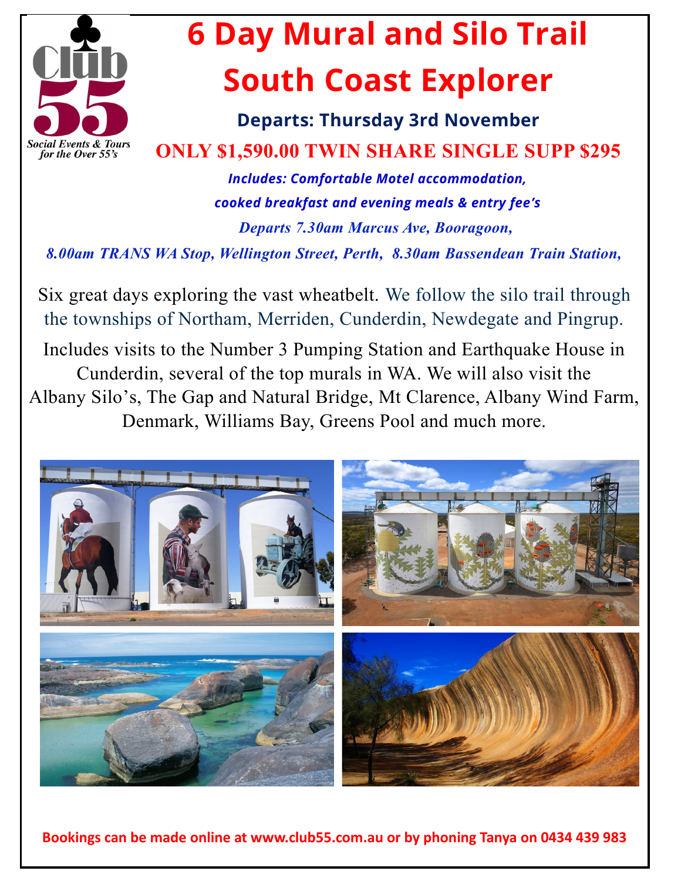Club 55

Social Events & Tours for the Over 55's

# 6 Day Mural and Silo Trail South Coast Explorer

### Departs: Thursday 3rd November

**ONLY $1,590.00 TWIN SHARE SINGLE SUPP $295**

***Includes: Comfortable Motel accommodation, cooked breakfast and evening meals & entry fee's***

*Departs 7.30am Marcus Ave, Booragoon,*

*8.00am TRANS WA Stop, Wellington Street, Perth, 8.30am Bassendean Train Station,*

Six great days exploring the vast wheatbelt. We follow the silo trail through the townships of Northam, Merriden, Cunderdin, Newdegate and Pingrup.

Includes visits to the Number 3 Pumping Station and Earthquake House in Cunderdin, several of the top murals in WA. We will also visit the Albany Silo's, The Gap and Natural Bridge, Mt Clarence, Albany Wind Farm, Denmark, Williams Bay, Greens Pool and much more.

**Bookings can be made online at www.club55.com.au or by phoning Tanya on 0434 439 983**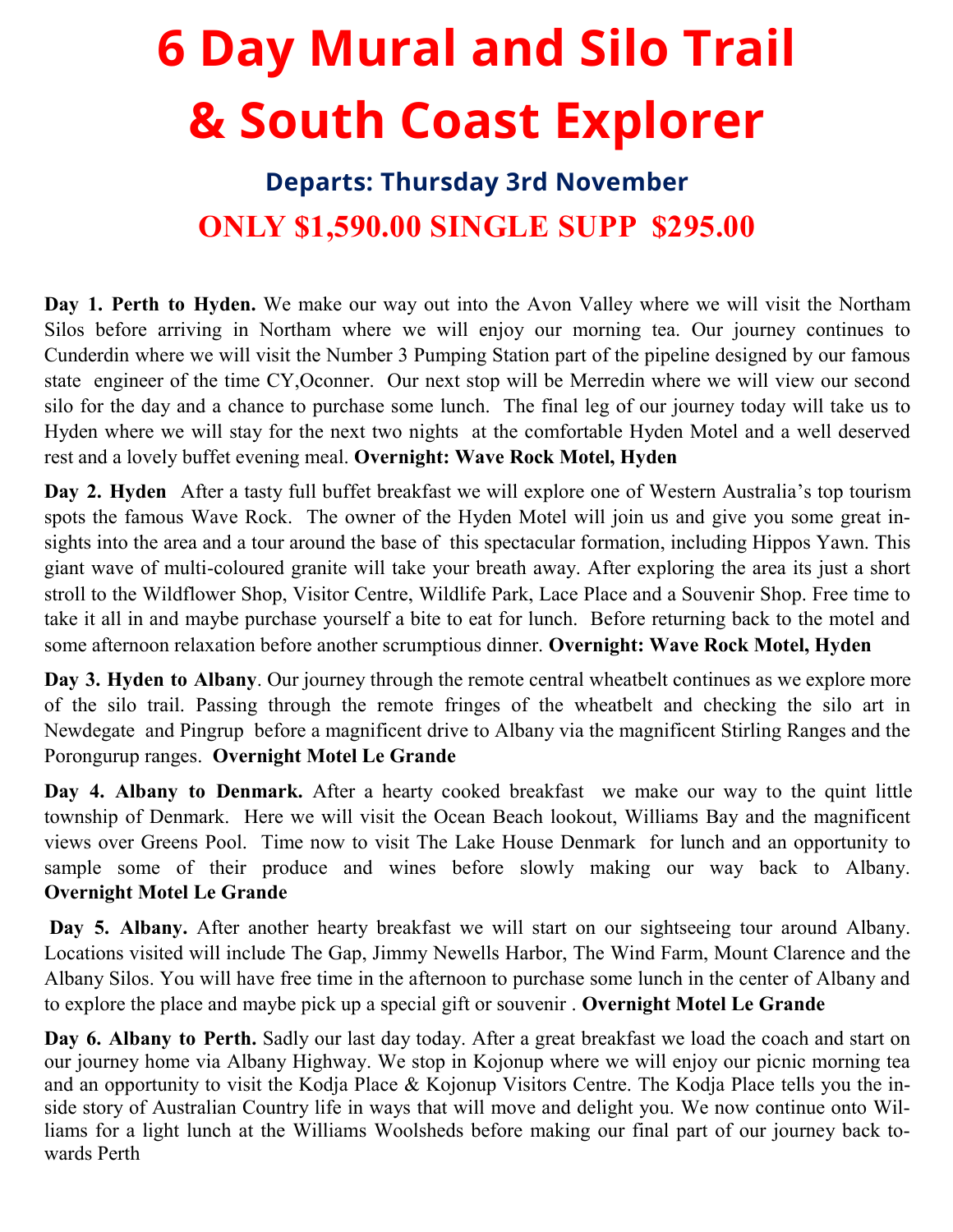# 6 Day Mural and Silo Trail & South Coast Explorer

## Departs: Thursday 3rd November

## ONLY $1,590.00 SINGLE SUPP $295.00

**Day 1. Perth to Hyden.** We make our way out into the Avon Valley where we will visit the Northam Silos before arriving in Northam where we will enjoy our morning tea. Our journey continues to Cunderdin where we will visit the Number 3 Pumping Station part of the pipeline designed by our famous state engineer of the time CY,Oconner. Our next stop will be Merredin where we will view our second silo for the day and a chance to purchase some lunch. The final leg of our journey today will take us to Hyden where we will stay for the next two nights at the comfortable Hyden Motel and a well deserved rest and a lovely buffet evening meal. **Overnight: Wave Rock Motel, Hyden**

**Day 2. Hyden** After a tasty full buffet breakfast we will explore one of Western Australia's top tourism spots the famous Wave Rock. The owner of the Hyden Motel will join us and give you some great insights into the area and a tour around the base of this spectacular formation, including Hippos Yawn. This giant wave of multi-coloured granite will take your breath away. After exploring the area its just a short stroll to the Wildflower Shop, Visitor Centre, Wildlife Park, Lace Place and a Souvenir Shop. Free time to take it all in and maybe purchase yourself a bite to eat for lunch. Before returning back to the motel and some afternoon relaxation before another scrumptious dinner. **Overnight: Wave Rock Motel, Hyden**

**Day 3. Hyden to Albany**. Our journey through the remote central wheatbelt continues as we explore more of the silo trail. Passing through the remote fringes of the wheatbelt and checking the silo art in Newdegate and Pingrup before a magnificent drive to Albany via the magnificent Stirling Ranges and the Porongurup ranges. **Overnight Motel Le Grande**

**Day 4. Albany to Denmark.** After a hearty cooked breakfast we make our way to the quint little township of Denmark. Here we will visit the Ocean Beach lookout, Williams Bay and the magnificent views over Greens Pool. Time now to visit The Lake House Denmark for lunch and an opportunity to sample some of their produce and wines before slowly making our way back to Albany. **Overnight Motel Le Grande**

**Day 5. Albany.** After another hearty breakfast we will start on our sightseeing tour around Albany. Locations visited will include The Gap, Jimmy Newells Harbor, The Wind Farm, Mount Clarence and the Albany Silos. You will have free time in the afternoon to purchase some lunch in the center of Albany and to explore the place and maybe pick up a special gift or souvenir . **Overnight Motel Le Grande**

**Day 6. Albany to Perth.** Sadly our last day today. After a great breakfast we load the coach and start on our journey home via Albany Highway. We stop in Kojonup where we will enjoy our picnic morning tea and an opportunity to visit the Kodja Place & Kojonup Visitors Centre. The Kodja Place tells you the inside story of Australian Country life in ways that will move and delight you. We now continue onto Williams for a light lunch at the Williams Woolsheds before making our final part of our journey back towards Perth